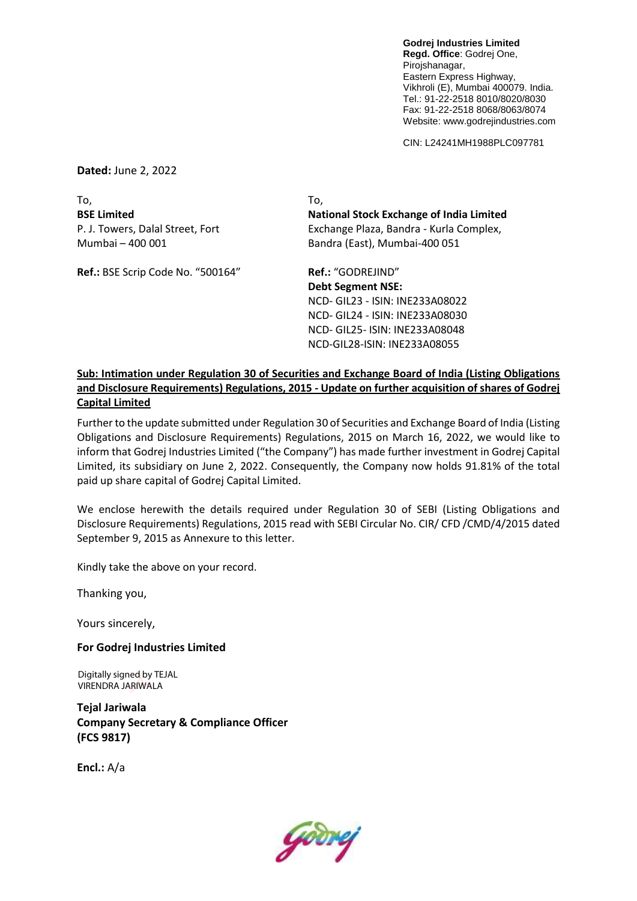**Godrej Industries Limited**
**Regd. Office**: Godrej One,
Pirojshanagar,
Eastern Express Highway,
Vikhroli (E), Mumbai 400079. India.
Tel.: 91-22-2518 8010/8020/8030
Fax: 91-22-2518 8068/8063/8074
Website: www.godrejindustries.com

CIN: L24241MH1988PLC097781

**Dated:** June 2, 2022

To,
**BSE Limited**
P. J. Towers, Dalal Street, Fort
Mumbai – 400 001

**Ref.:** BSE Scrip Code No. "500164"

To,
**National Stock Exchange of India Limited**
Exchange Plaza, Bandra - Kurla Complex,
Bandra (East), Mumbai-400 051

**Ref.:** "GODREJIND"
**Debt Segment NSE:**
NCD- GIL23 - ISIN: INE233A08022
NCD- GIL24 - ISIN: INE233A08030
NCD- GIL25- ISIN: INE233A08048
NCD-GIL28-ISIN: INE233A08055

**Sub: Intimation under Regulation 30 of Securities and Exchange Board of India (Listing Obligations and Disclosure Requirements) Regulations, 2015 - Update on further acquisition of shares of Godrej Capital Limited**

Further to the update submitted under Regulation 30 of Securities and Exchange Board of India (Listing Obligations and Disclosure Requirements) Regulations, 2015 on March 16, 2022, we would like to inform that Godrej Industries Limited ("the Company") has made further investment in Godrej Capital Limited, its subsidiary on June 2, 2022. Consequently, the Company now holds 91.81% of the total paid up share capital of Godrej Capital Limited.

We enclose herewith the details required under Regulation 30 of SEBI (Listing Obligations and Disclosure Requirements) Regulations, 2015 read with SEBI Circular No. CIR/ CFD /CMD/4/2015 dated September 9, 2015 as Annexure to this letter.

Kindly take the above on your record.

Thanking you,

Yours sincerely,

**For Godrej Industries Limited**

Digitally signed by TEJAL VIRENDRA JARIWALA

**Tejal Jariwala**
**Company Secretary & Compliance Officer**
**(FCS 9817)**

**Encl.:** A/a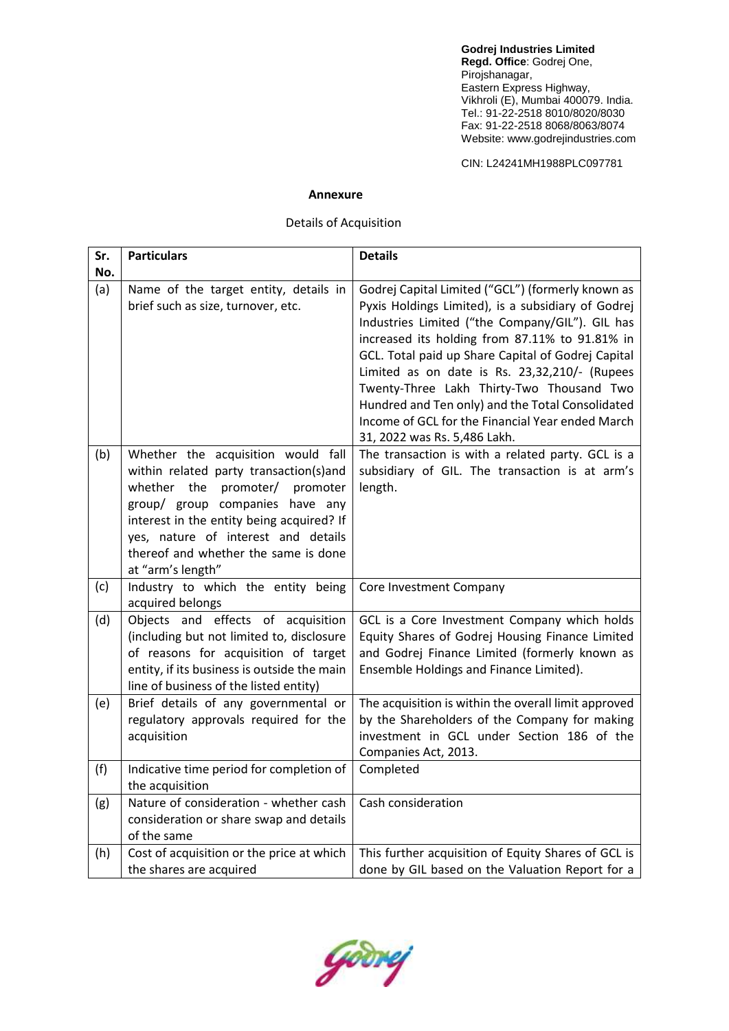**Godrej Industries Limited**
**Regd. Office**: Godrej One,
Pirojshanagar,
Eastern Express Highway,
Vikhroli (E), Mumbai 400079. India.
Tel.: 91-22-2518 8010/8020/8030
Fax: 91-22-2518 8068/8063/8074
Website: www.godrejindustries.com

CIN: L24241MH1988PLC097781

**Annexure**

Details of Acquisition

| Sr. No. | Particulars | Details |
|---|---|---|
| (a) | Name of the target entity, details in brief such as size, turnover, etc. | Godrej Capital Limited ("GCL") (formerly known as Pyxis Holdings Limited), is a subsidiary of Godrej Industries Limited ("the Company/GIL"). GIL has increased its holding from 87.11% to 91.81% in GCL. Total paid up Share Capital of Godrej Capital Limited as on date is Rs. 23,32,210/- (Rupees Twenty-Three Lakh Thirty-Two Thousand Two Hundred and Ten only) and the Total Consolidated Income of GCL for the Financial Year ended March 31, 2022 was Rs. 5,486 Lakh. |
| (b) | Whether the acquisition would fall within related party transaction(s)and whether the promoter/ promoter group/ group companies have any interest in the entity being acquired? If yes, nature of interest and details thereof and whether the same is done at "arm's length" | The transaction is with a related party. GCL is a subsidiary of GIL. The transaction is at arm's length. |
| (c) | Industry to which the entity being acquired belongs | Core Investment Company |
| (d) | Objects and effects of acquisition (including but not limited to, disclosure of reasons for acquisition of target entity, if its business is outside the main line of business of the listed entity) | GCL is a Core Investment Company which holds Equity Shares of Godrej Housing Finance Limited and Godrej Finance Limited (formerly known as Ensemble Holdings and Finance Limited). |
| (e) | Brief details of any governmental or regulatory approvals required for the acquisition | The acquisition is within the overall limit approved by the Shareholders of the Company for making investment in GCL under Section 186 of the Companies Act, 2013. |
| (f) | Indicative time period for completion of the acquisition | Completed |
| (g) | Nature of consideration - whether cash consideration or share swap and details of the same | Cash consideration |
| (h) | Cost of acquisition or the price at which the shares are acquired | This further acquisition of Equity Shares of GCL is done by GIL based on the Valuation Report for a |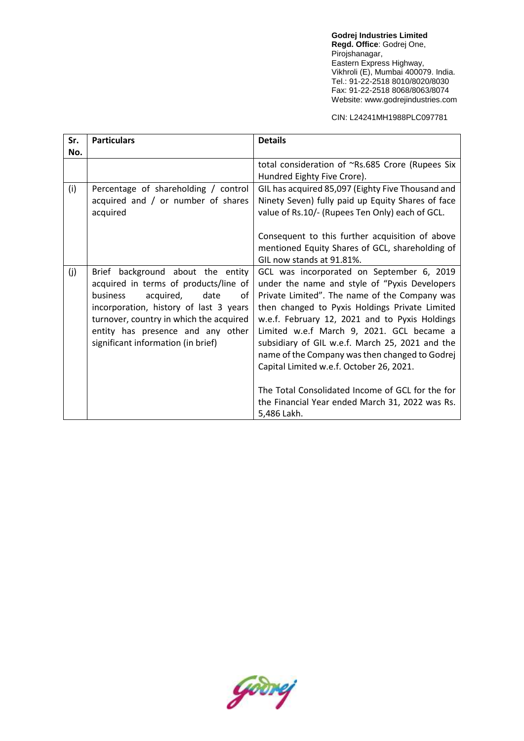**Godrej Industries Limited**
**Regd. Office**: Godrej One,
Pirojshanagar,
Eastern Express Highway,
Vikhroli (E), Mumbai 400079. India.
Tel.: 91-22-2518 8010/8020/8030
Fax: 91-22-2518 8068/8063/8074
Website: www.godrejindustries.com

CIN: L24241MH1988PLC097781

| Sr. No. | Particulars | Details |
|---|---|---|
| | | total consideration of ~Rs.685 Crore (Rupees Six Hundred Eighty Five Crore). |
| (i) | Percentage of shareholding / control acquired and / or number of shares acquired | GIL has acquired 85,097 (Eighty Five Thousand and Ninety Seven) fully paid up Equity Shares of face value of Rs.10/- (Rupees Ten Only) each of GCL.<br><br>Consequent to this further acquisition of above mentioned Equity Shares of GCL, shareholding of GIL now stands at 91.81%. |
| (j) | Brief background about the entity acquired in terms of products/line of business acquired, date of incorporation, history of last 3 years turnover, country in which the acquired entity has presence and any other significant information (in brief) | GCL was incorporated on September 6, 2019 under the name and style of "Pyxis Developers Private Limited". The name of the Company was then changed to Pyxis Holdings Private Limited w.e.f. February 12, 2021 and to Pyxis Holdings Limited w.e.f March 9, 2021. GCL became a subsidiary of GIL w.e.f. March 25, 2021 and the name of the Company was then changed to Godrej Capital Limited w.e.f. October 26, 2021.<br><br>The Total Consolidated Income of GCL for the for the Financial Year ended March 31, 2022 was Rs. 5,486 Lakh. |